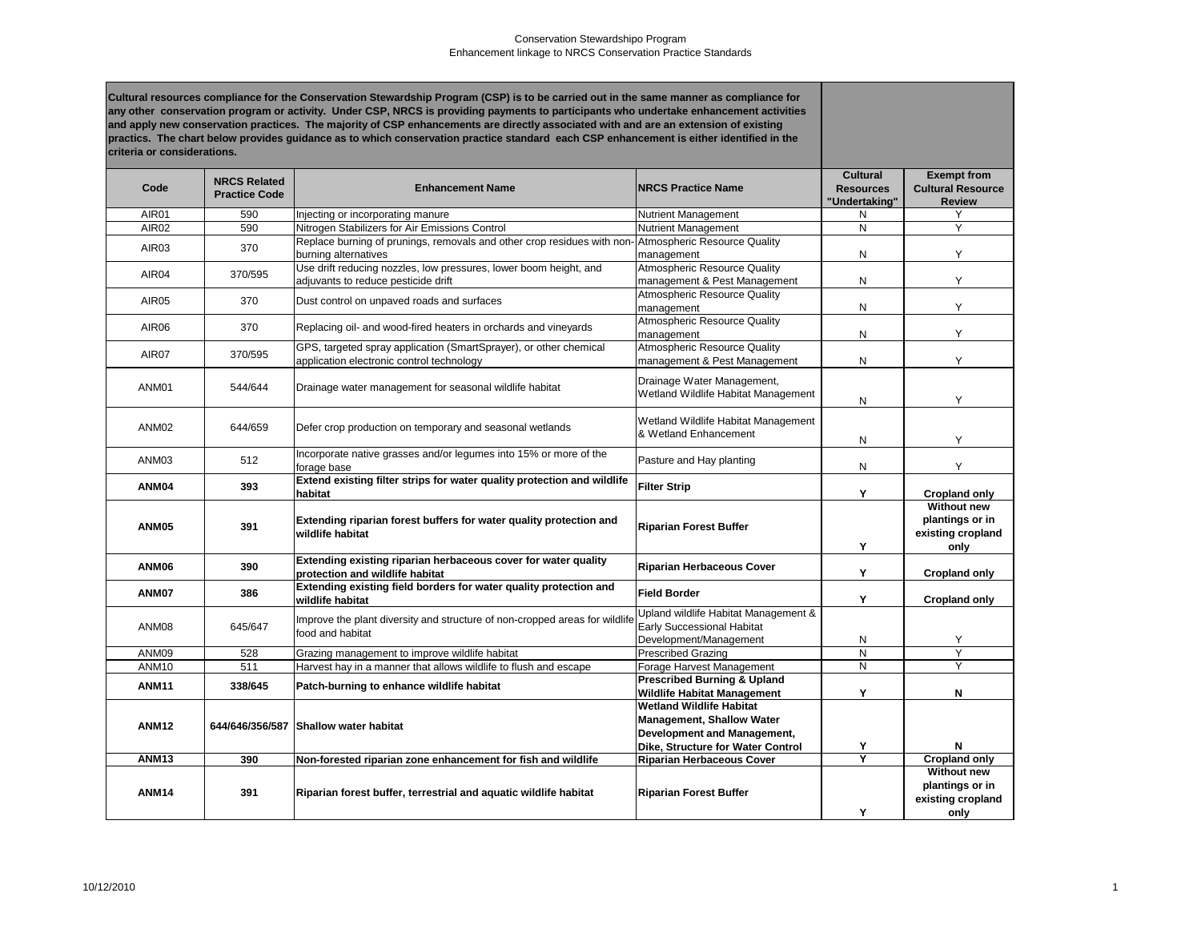Conservation Stewardshipo Program
Enhancement linkage to NRCS Conservation Practice Standards

**Cultural resources compliance for the Conservation Stewardship Program (CSP) is to be carried out in the same manner as compliance for any other conservation program or activity. Under CSP, NRCS is providing payments to participants who undertake enhancement activities and apply new conservation practices. The majority of CSP enhancements are directly associated with and are an extension of existing practics. The chart below provides guidance as to which conservation practice standard each CSP enhancement is either identified in the criteria or considerations.**

| Code | NRCS Related Practice Code | Enhancement Name | NRCS Practice Name | Cultural Resources "Undertaking" | Exempt from Cultural Resource Review |
|---|---|---|---|---|---|
| AIR01 | 590 | Injecting or incorporating manure | Nutrient Management | N | Y |
| AIR02 | 590 | Nitrogen Stabilizers for Air Emissions Control | Nutrient Management | N | Y |
| AIR03 | 370 | Replace burning of prunings, removals and other crop residues with non-burning alternatives | Atmospheric Resource Quality management | N | Y |
| AIR04 | 370/595 | Use drift reducing nozzles, low pressures, lower boom height, and adjuvants to reduce pesticide drift | Atmospheric Resource Quality management & Pest Management | N | Y |
| AIR05 | 370 | Dust control on unpaved roads and surfaces | Atmospheric Resource Quality management | N | Y |
| AIR06 | 370 | Replacing oil- and wood-fired heaters in orchards and vineyards | Atmospheric Resource Quality management | N | Y |
| AIR07 | 370/595 | GPS, targeted spray application (SmartSprayer), or other chemical application electronic control technology | Atmospheric Resource Quality management & Pest Management | N | Y |
| ANM01 | 544/644 | Drainage water management for seasonal wildlife habitat | Drainage Water Management, Wetland Wildlife Habitat Management | N | Y |
| ANM02 | 644/659 | Defer crop production on temporary and seasonal wetlands | Wetland Wildlife Habitat Management & Wetland Enhancement | N | Y |
| ANM03 | 512 | Incorporate native grasses and/or legumes into 15% or more of the forage base | Pasture and Hay planting | N | Y |
| **ANM04** | **393** | **Extend existing filter strips for water quality protection and wildlife habitat** | **Filter Strip** | **Y** | **Cropland only** |
| **ANM05** | **391** | **Extending riparian forest buffers for water quality protection and wildlife habitat** | **Riparian Forest Buffer** | **Y** | **Without new plantings or in existing cropland only** |
| **ANM06** | **390** | **Extending existing riparian herbaceous cover for water quality protection and wildlife habitat** | **Riparian Herbaceous Cover** | **Y** | **Cropland only** |
| **ANM07** | **386** | **Extending existing field borders for water quality protection and wildlife habitat** | **Field Border** | **Y** | **Cropland only** |
| ANM08 | 645/647 | Improve the plant diversity and structure of non-cropped areas for wildlife food and habitat | Upland wildlife Habitat Management & Early Successional Habitat Development/Management | N | Y |
| ANM09 | 528 | Grazing management to improve wildlife habitat | Prescribed Grazing | N | Y |
| ANM10 | 511 | Harvest hay in a manner that allows wildlife to flush and escape | Forage Harvest Management | N | Y |
| **ANM11** | **338/645** | **Patch-burning to enhance wildlife habitat** | **Prescribed Burning & Upland Wildlife Habitat Management** | **Y** | **N** |
| **ANM12** | **644/646/356/587** | **Shallow water habitat** | **Wetland Wildlife Habitat Management, Shallow Water Development and Management, Dike, Structure for Water Control** | **Y** | **N** |
| **ANM13** | **390** | **Non-forested riparian zone enhancement for fish and wildlife** | **Riparian Herbaceous Cover** | **Y** | **Cropland only** |
| **ANM14** | **391** | **Riparian forest buffer, terrestrial and aquatic wildlife habitat** | **Riparian Forest Buffer** | **Y** | **Without new plantings or in existing cropland only** |

10/12/2010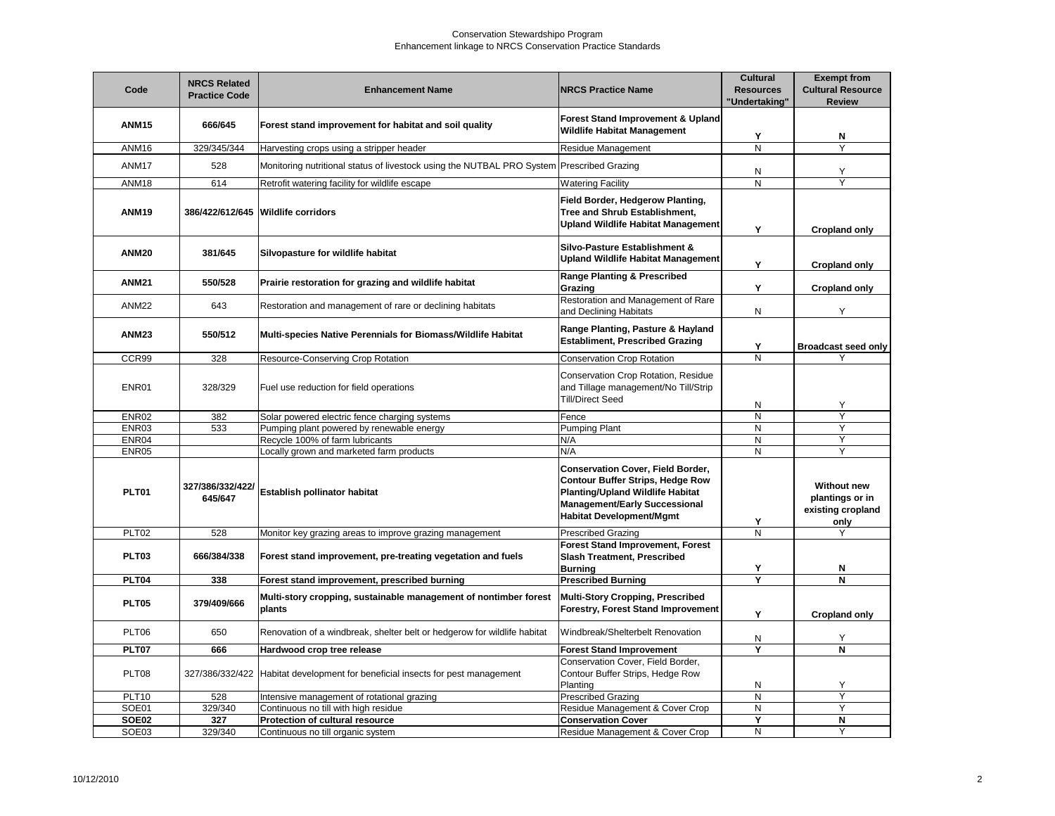Conservation Stewardshipo Program
Enhancement linkage to NRCS Conservation Practice Standards

| Code | NRCS Related Practice Code | Enhancement Name | NRCS Practice Name | Cultural Resources "Undertaking" | Exempt from Cultural Resource Review |
|---|---|---|---|---|---|
| **ANM15** | **666/645** | **Forest stand improvement for habitat and soil quality** | **Forest Stand Improvement & Upland Wildlife Habitat Management** | **Y** | **N** |
| ANM16 | 329/345/344 | Harvesting crops using a stripper header | Residue Management | N | Y |
| ANM17 | 528 | Monitoring nutritional status of livestock using the NUTBAL PRO System | Prescribed Grazing | N | Y |
| ANM18 | 614 | Retrofit watering facility for wildlife escape | Watering Facility | N | Y |
| **ANM19** | **386/422/612/645** | **Wildlife corridors** | **Field Border, Hedgerow Planting, Tree and Shrub Establishment, Upland Wildlife Habitat Management** | **Y** | **Cropland only** |
| **ANM20** | **381/645** | **Silvopasture for wildlife habitat** | **Silvo-Pasture Establishment & Upland Wildlife Habitat Management** | **Y** | **Cropland only** |
| **ANM21** | **550/528** | **Prairie restoration for grazing and wildlife habitat** | **Range Planting & Prescribed Grazing** | **Y** | **Cropland only** |
| ANM22 | 643 | Restoration and management of rare or declining habitats | Restoration and Management of Rare and Declining Habitats | N | Y |
| **ANM23** | **550/512** | **Multi-species Native Perennials for Biomass/Wildlife Habitat** | **Range Planting, Pasture & Hayland Establiment, Prescribed Grazing** | **Y** | **Broadcast seed only** |
| CCR99 | 328 | Resource-Conserving Crop Rotation | Conservation Crop Rotation | N | Y |
| ENR01 | 328/329 | Fuel use reduction for field operations | Conservation Crop Rotation, Residue and Tillage management/No Till/Strip Till/Direct Seed | N | Y |
| ENR02 | 382 | Solar powered electric fence charging systems | Fence | N | Y |
| ENR03 | 533 | Pumping plant powered by renewable energy | Pumping Plant | N | Y |
| ENR04 | | Recycle 100% of farm lubricants | N/A | N | Y |
| ENR05 | | Locally grown and marketed farm products | N/A | N | Y |
| **PLT01** | **327/386/332/422/645/647** | **Establish pollinator habitat** | **Conservation Cover, Field Border, Contour Buffer Strips, Hedge Row Planting/Upland Wildlife Habitat Management/Early Successional Habitat Development/Mgmt** | **Y** | **Without new plantings or in existing cropland only** |
| PLT02 | 528 | Monitor key grazing areas to improve grazing management | Prescribed Grazing | N | Y |
| **PLT03** | **666/384/338** | **Forest stand improvement, pre-treating vegetation and fuels** | **Forest Stand Improvement, Forest Slash Treatment, Prescribed Burning** | **Y** | **N** |
| **PLT04** | **338** | **Forest stand improvement, prescribed burning** | **Prescribed Burning** | **Y** | **N** |
| **PLT05** | **379/409/666** | **Multi-story cropping, sustainable management of nontimber forest plants** | **Multi-Story Cropping, Prescribed Forestry, Forest Stand Improvement** | **Y** | **Cropland only** |
| PLT06 | 650 | Renovation of a windbreak, shelter belt or hedgerow for wildlife habitat | Windbreak/Shelterbelt Renovation | N | Y |
| **PLT07** | **666** | **Hardwood crop tree release** | **Forest Stand Improvement** | **Y** | **N** |
| PLT08 | 327/386/332/422 | Habitat development for beneficial insects for pest management | Conservation Cover, Field Border, Contour Buffer Strips, Hedge Row Planting | N | Y |
| PLT10 | 528 | Intensive management of rotational grazing | Prescribed Grazing | N | Y |
| SOE01 | 329/340 | Continuous no till with high residue | Residue Management & Cover Crop | N | Y |
| **SOE02** | **327** | **Protection of cultural resource** | **Conservation Cover** | **Y** | **N** |
| SOE03 | 329/340 | Continuous no till organic system | Residue Management & Cover Crop | N | Y |

10/12/2010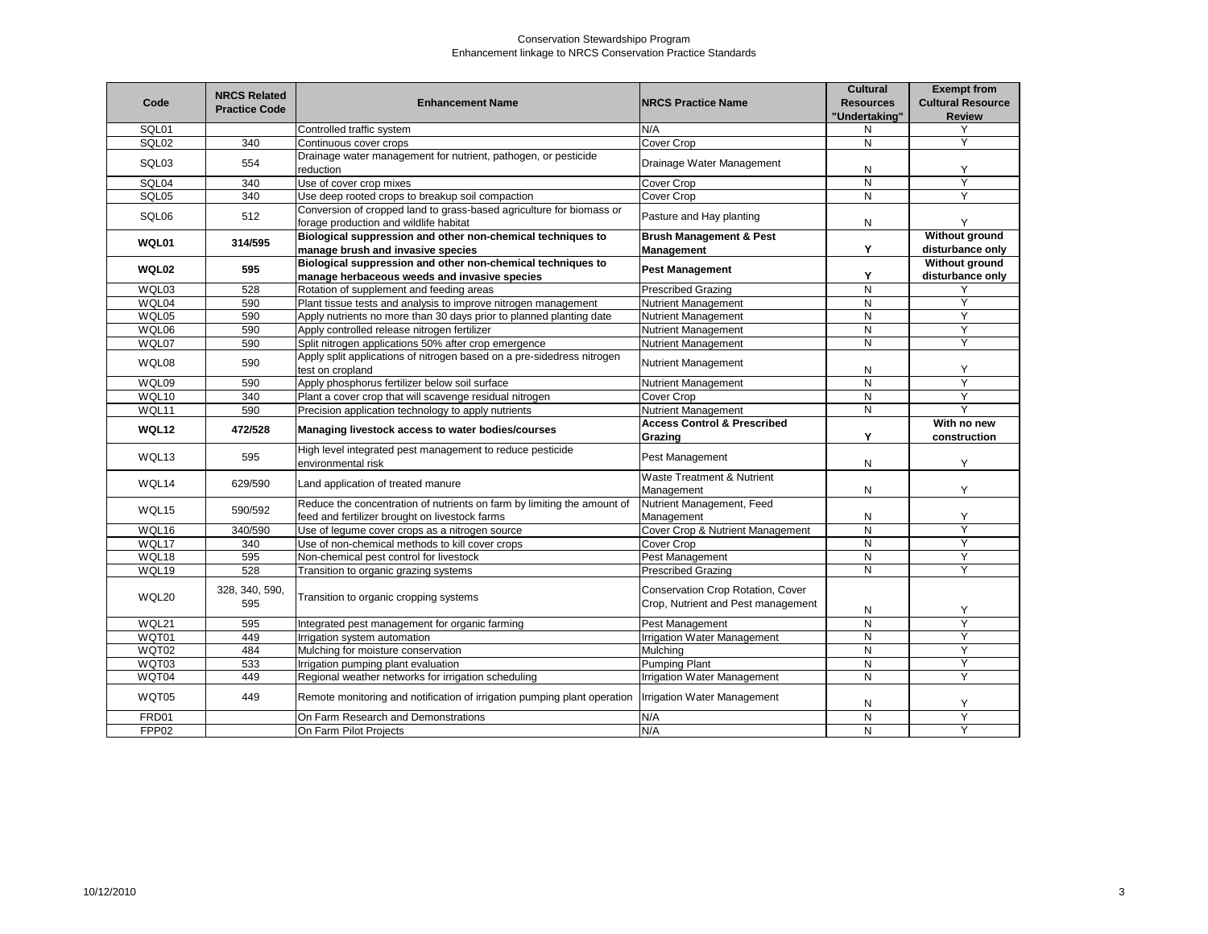Conservation Stewardshipo Program
Enhancement linkage to NRCS Conservation Practice Standards

| Code | NRCS Related Practice Code | Enhancement Name | NRCS Practice Name | Cultural Resources "Undertaking" | Exempt from Cultural Resource Review |
|---|---|---|---|---|---|
| SQL01 | | Controlled traffic system | N/A | N | Y |
| SQL02 | 340 | Continuous cover crops | Cover Crop | N | Y |
| SQL03 | 554 | Drainage water management for nutrient, pathogen, or pesticide reduction | Drainage Water Management | N | Y |
| SQL04 | 340 | Use of cover crop mixes | Cover Crop | N | Y |
| SQL05 | 340 | Use deep rooted crops to breakup soil compaction | Cover Crop | N | Y |
| SQL06 | 512 | Conversion of cropped land to grass-based agriculture for biomass or forage production and wildlife habitat | Pasture and Hay planting | N | Y |
| **WQL01** | **314/595** | **Biological suppression and other non-chemical techniques to manage brush and invasive species** | **Brush Management & Pest Management** | **Y** | **Without ground disturbance only** |
| **WQL02** | **595** | **Biological suppression and other non-chemical techniques to manage herbaceous weeds and invasive species** | **Pest Management** | **Y** | **Without ground disturbance only** |
| WQL03 | 528 | Rotation of supplement and feeding areas | Prescribed Grazing | N | Y |
| WQL04 | 590 | Plant tissue tests and analysis to improve nitrogen management | Nutrient Management | N | Y |
| WQL05 | 590 | Apply nutrients no more than 30 days prior to planned planting date | Nutrient Management | N | Y |
| WQL06 | 590 | Apply controlled release nitrogen fertilizer | Nutrient Management | N | Y |
| WQL07 | 590 | Split nitrogen applications 50% after crop emergence | Nutrient Management | N | Y |
| WQL08 | 590 | Apply split applications of nitrogen based on a pre-sidedress nitrogen test on cropland | Nutrient Management | N | Y |
| WQL09 | 590 | Apply phosphorus fertilizer below soil surface | Nutrient Management | N | Y |
| WQL10 | 340 | Plant a cover crop that will scavenge residual nitrogen | Cover Crop | N | Y |
| WQL11 | 590 | Precision application technology to apply nutrients | Nutrient Management | N | Y |
| **WQL12** | **472/528** | **Managing livestock access to water bodies/courses** | **Access Control & Prescribed Grazing** | **Y** | **With no new construction** |
| WQL13 | 595 | High level integrated pest management to reduce pesticide environmental risk | Pest Management | N | Y |
| WQL14 | 629/590 | Land application of treated manure | Waste Treatment & Nutrient Management | N | Y |
| WQL15 | 590/592 | Reduce the concentration of nutrients on farm by limiting the amount of feed and fertilizer brought on livestock farms | Nutrient Management, Feed Management | N | Y |
| WQL16 | 340/590 | Use of legume cover crops as a nitrogen source | Cover Crop & Nutrient Management | N | Y |
| WQL17 | 340 | Use of non-chemical methods to kill cover crops | Cover Crop | N | Y |
| WQL18 | 595 | Non-chemical pest control for livestock | Pest Management | N | Y |
| WQL19 | 528 | Transition to organic grazing systems | Prescribed Grazing | N | Y |
| WQL20 | 328, 340, 590, 595 | Transition to organic cropping systems | Conservation Crop Rotation, Cover Crop, Nutrient and Pest management | N | Y |
| WQL21 | 595 | Integrated pest management for organic farming | Pest Management | N | Y |
| WQT01 | 449 | Irrigation system automation | Irrigation Water Management | N | Y |
| WQT02 | 484 | Mulching for moisture conservation | Mulching | N | Y |
| WQT03 | 533 | Irrigation pumping plant evaluation | Pumping Plant | N | Y |
| WQT04 | 449 | Regional weather networks for irrigation scheduling | Irrigation Water Management | N | Y |
| WQT05 | 449 | Remote monitoring and notification of irrigation pumping plant operation | Irrigation Water Management | N | Y |
| FRD01 | | On Farm Research and Demonstrations | N/A | N | Y |
| FPP02 | | On Farm Pilot Projects | N/A | N | Y |

10/12/2010